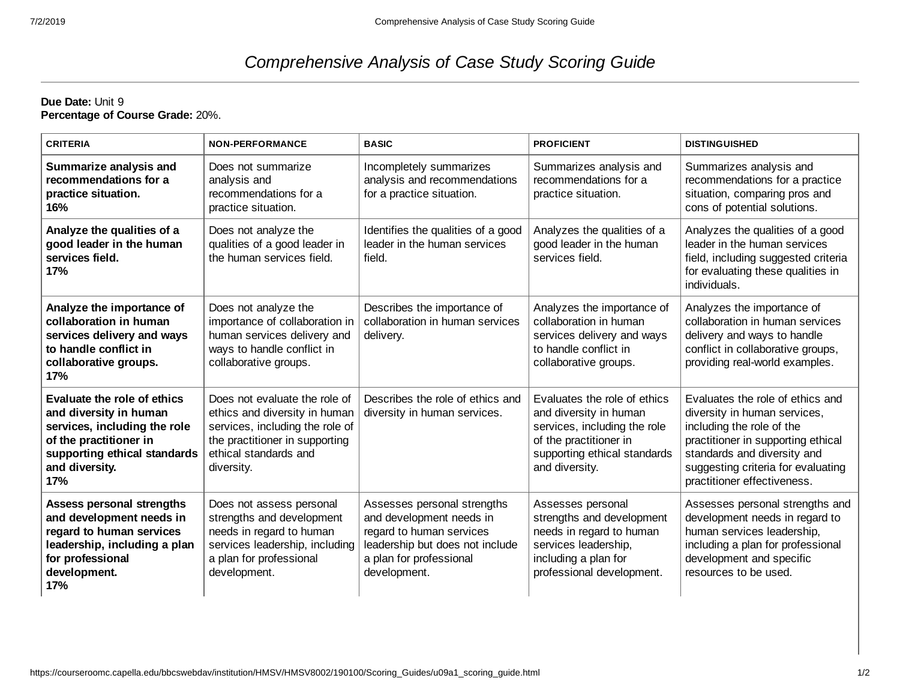# *Comprehensive Analysis of Case Study Scoring Guide*

**Due Date:** Unit 9
**Percentage of Course Grade:** 20%.

| CRITERIA | NON-PERFORMANCE | BASIC | PROFICIENT | DISTINGUISHED |
|---|---|---|---|---|
| **Summarize analysis and recommendations for a practice situation. 16%** | Does not summarize analysis and recommendations for a practice situation. | Incompletely summarizes analysis and recommendations for a practice situation. | Summarizes analysis and recommendations for a practice situation. | Summarizes analysis and recommendations for a practice situation, comparing pros and cons of potential solutions. |
| **Analyze the qualities of a good leader in the human services field. 17%** | Does not analyze the qualities of a good leader in the human services field. | Identifies the qualities of a good leader in the human services field. | Analyzes the qualities of a good leader in the human services field. | Analyzes the qualities of a good leader in the human services field, including suggested criteria for evaluating these qualities in individuals. |
| **Analyze the importance of collaboration in human services delivery and ways to handle conflict in collaborative groups. 17%** | Does not analyze the importance of collaboration in human services delivery and ways to handle conflict in collaborative groups. | Describes the importance of collaboration in human services delivery. | Analyzes the importance of collaboration in human services delivery and ways to handle conflict in collaborative groups. | Analyzes the importance of collaboration in human services delivery and ways to handle conflict in collaborative groups, providing real-world examples. |
| **Evaluate the role of ethics and diversity in human services, including the role of the practitioner in supporting ethical standards and diversity. 17%** | Does not evaluate the role of ethics and diversity in human services, including the role of the practitioner in supporting ethical standards and diversity. | Describes the role of ethics and diversity in human services. | Evaluates the role of ethics and diversity in human services, including the role of the practitioner in supporting ethical standards and diversity. | Evaluates the role of ethics and diversity in human services, including the role of the practitioner in supporting ethical standards and diversity and suggesting criteria for evaluating practitioner effectiveness. |
| **Assess personal strengths and development needs in regard to human services leadership, including a plan for professional development. 17%** | Does not assess personal strengths and development needs in regard to human services leadership, including a plan for professional development. | Assesses personal strengths and development needs in regard to human services leadership but does not include a plan for professional development. | Assesses personal strengths and development needs in regard to human services leadership, including a plan for professional development. | Assesses personal strengths and development needs in regard to human services leadership, including a plan for professional development and specific resources to be used. |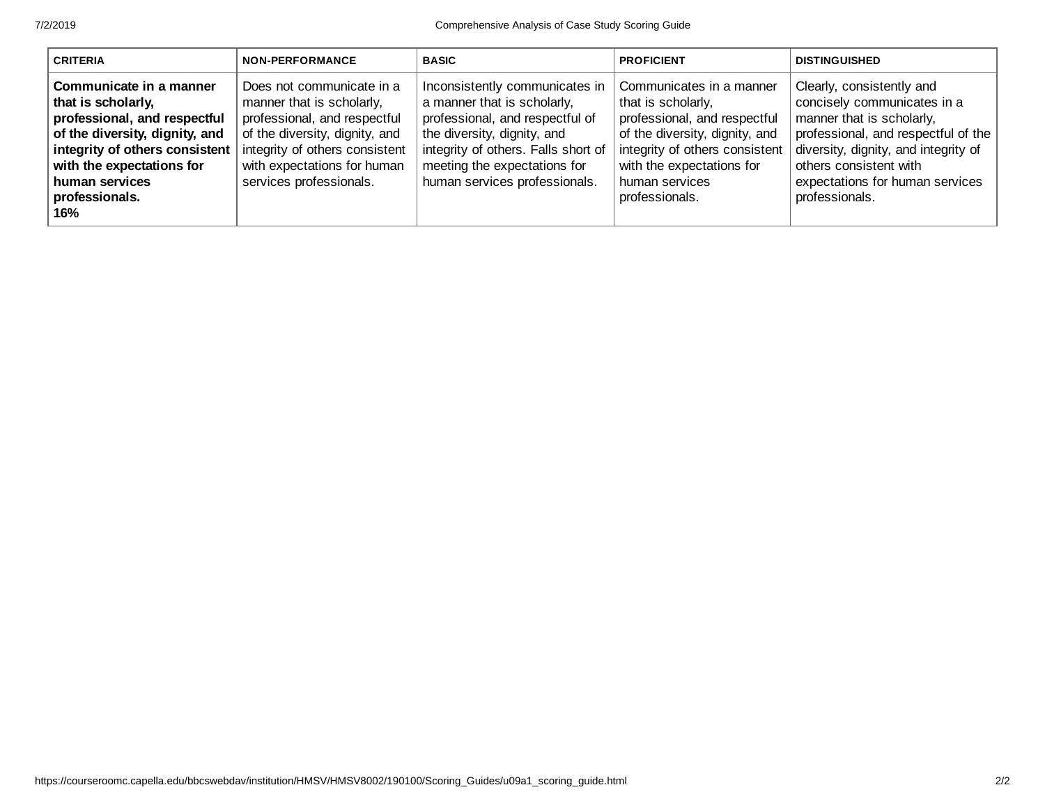| CRITERIA | NON-PERFORMANCE | BASIC | PROFICIENT | DISTINGUISHED |
|---|---|---|---|---|
| **Communicate in a manner that is scholarly, professional, and respectful of the diversity, dignity, and integrity of others consistent with the expectations for human services professionals.** **16%** | Does not communicate in a manner that is scholarly, professional, and respectful of the diversity, dignity, and integrity of others consistent with expectations for human services professionals. | Inconsistently communicates in a manner that is scholarly, professional, and respectful of the diversity, dignity, and integrity of others. Falls short of meeting the expectations for human services professionals. | Communicates in a manner that is scholarly, professional, and respectful of the diversity, dignity, and integrity of others consistent with the expectations for human services professionals. | Clearly, consistently and concisely communicates in a manner that is scholarly, professional, and respectful of the diversity, dignity, and integrity of others consistent with expectations for human services professionals. |